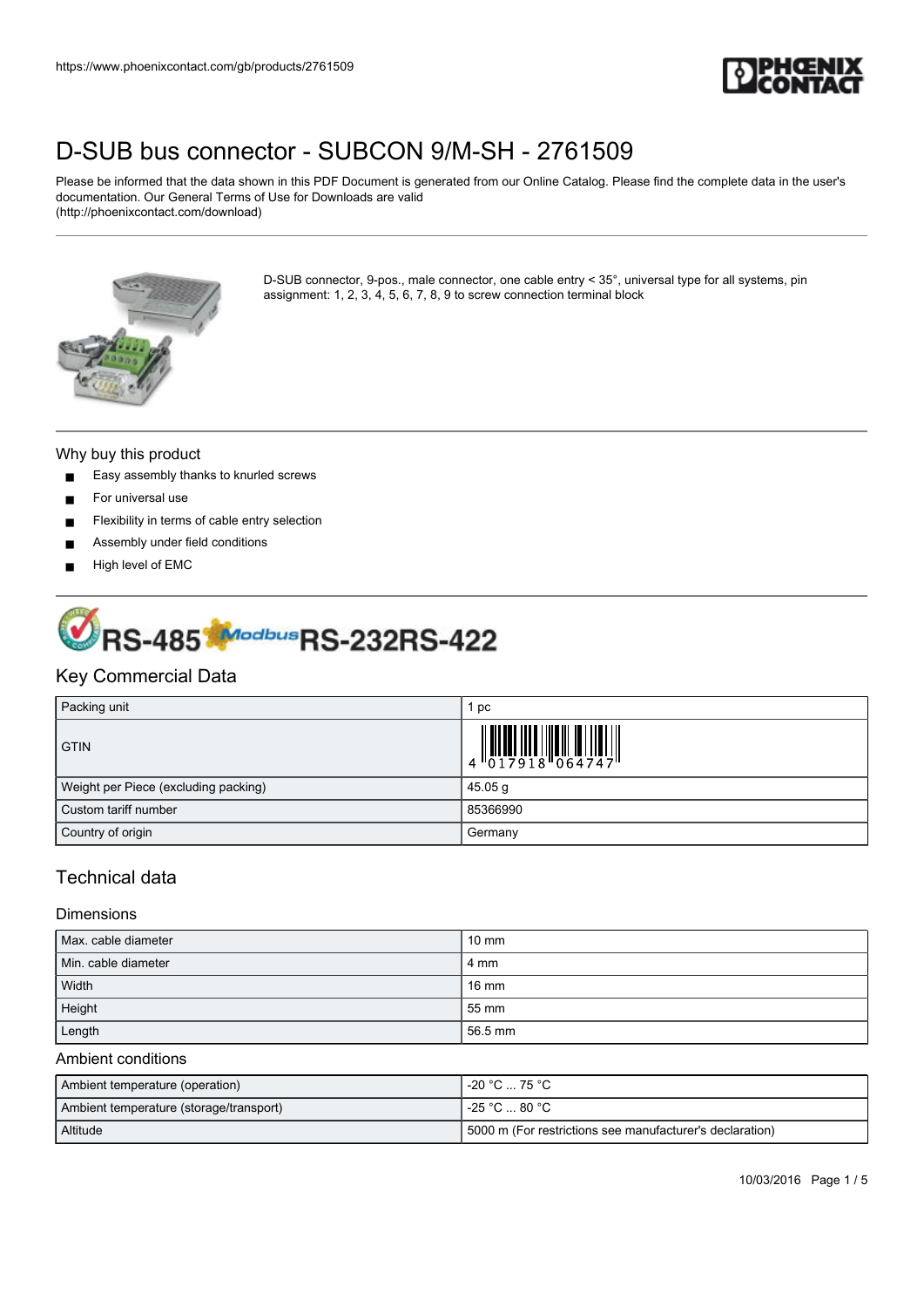# D-SUB bus connector - SUBCON 9/M-SH - 2761509

Please be informed that the data shown in this PDF Document is generated from our Online Catalog. Please find the complete data in the user's documentation. Our General Terms of Use for Downloads are valid (http://phoenixcontact.com/download)

D-SUB connector, 9-pos., male connector, one cable entry < 35°, universal type for all systems, pin assignment: 1, 2, 3, 4, 5, 6, 7, 8, 9 to screw connection terminal block

## Why buy this product

- Easy assembly thanks to knurled screws
- For universal use
- Flexibility in terms of cable entry selection
- Assembly under field conditions
- High level of EMC

RS-485 Modbus RS-232 RS-422

## Key Commercial Data

| Packing unit | 1 pc |
|---|---|
| GTIN | 4 017918 064747 |
| Weight per Piece (excluding packing) | 45.05 g |
| Custom tariff number | 85366990 |
| Country of origin | Germany |

## Technical data

### Dimensions

| Max. cable diameter | 10 mm |
|---|---|
| Min. cable diameter | 4 mm |
| Width | 16 mm |
| Height | 55 mm |
| Length | 56.5 mm |

### Ambient conditions

| Ambient temperature (operation) | -20 °C ... 75 °C |
|---|---|
| Ambient temperature (storage/transport) | -25 °C ... 80 °C |
| Altitude | 5000 m (For restrictions see manufacturer's declaration) |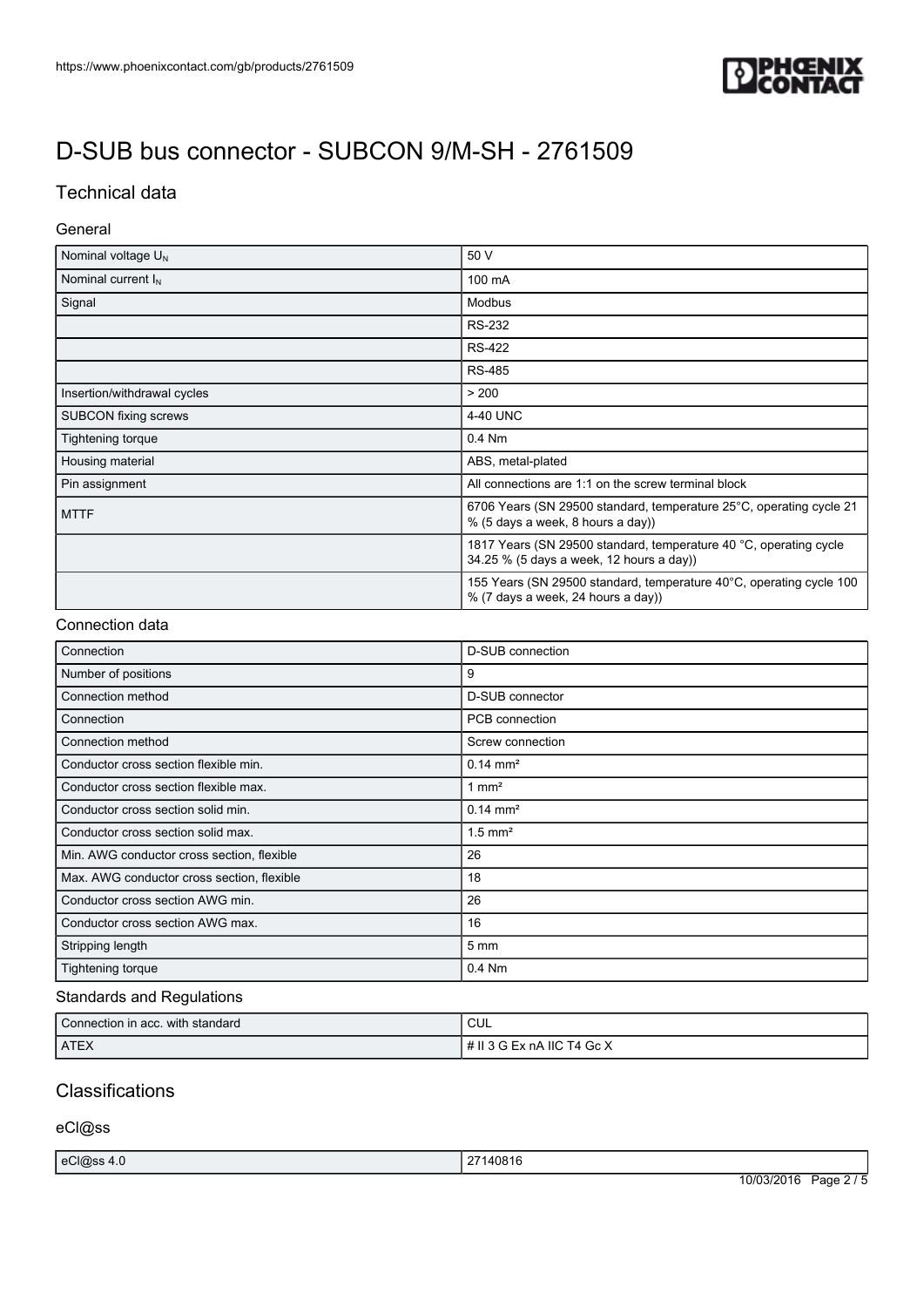# D-SUB bus connector - SUBCON 9/M-SH - 2761509

## Technical data

### General

| | |
|---|---|
| Nominal voltage $U_N$ | 50 V |
| Nominal current $I_N$ | 100 mA |
| Signal | Modbus |
| | RS-232 |
| | RS-422 |
| | RS-485 |
| Insertion/withdrawal cycles | > 200 |
| SUBCON fixing screws | 4-40 UNC |
| Tightening torque | 0.4 Nm |
| Housing material | ABS, metal-plated |
| Pin assignment | All connections are 1:1 on the screw terminal block |
| MTTF | 6706 Years (SN 29500 standard, temperature 25°C, operating cycle 21 % (5 days a week, 8 hours a day)) |
| | 1817 Years (SN 29500 standard, temperature 40 °C, operating cycle 34.25 % (5 days a week, 12 hours a day)) |
| | 155 Years (SN 29500 standard, temperature 40°C, operating cycle 100 % (7 days a week, 24 hours a day)) |

### Connection data

| | |
|---|---|
| Connection | D-SUB connection |
| Number of positions | 9 |
| Connection method | D-SUB connector |
| Connection | PCB connection |
| Connection method | Screw connection |
| Conductor cross section flexible min. | 0.14 mm² |
| Conductor cross section flexible max. | 1 mm² |
| Conductor cross section solid min. | 0.14 mm² |
| Conductor cross section solid max. | 1.5 mm² |
| Min. AWG conductor cross section, flexible | 26 |
| Max. AWG conductor cross section, flexible | 18 |
| Conductor cross section AWG min. | 26 |
| Conductor cross section AWG max. | 16 |
| Stripping length | 5 mm |
| Tightening torque | 0.4 Nm |

### Standards and Regulations

| | |
|---|---|
| Connection in acc. with standard | CUL |
| ATEX | # II 3 G Ex nA IIC T4 Gc X |

## Classifications

### eCl@ss

| | |
|---|---|
| eCl@ss 4.0 | 27140816 |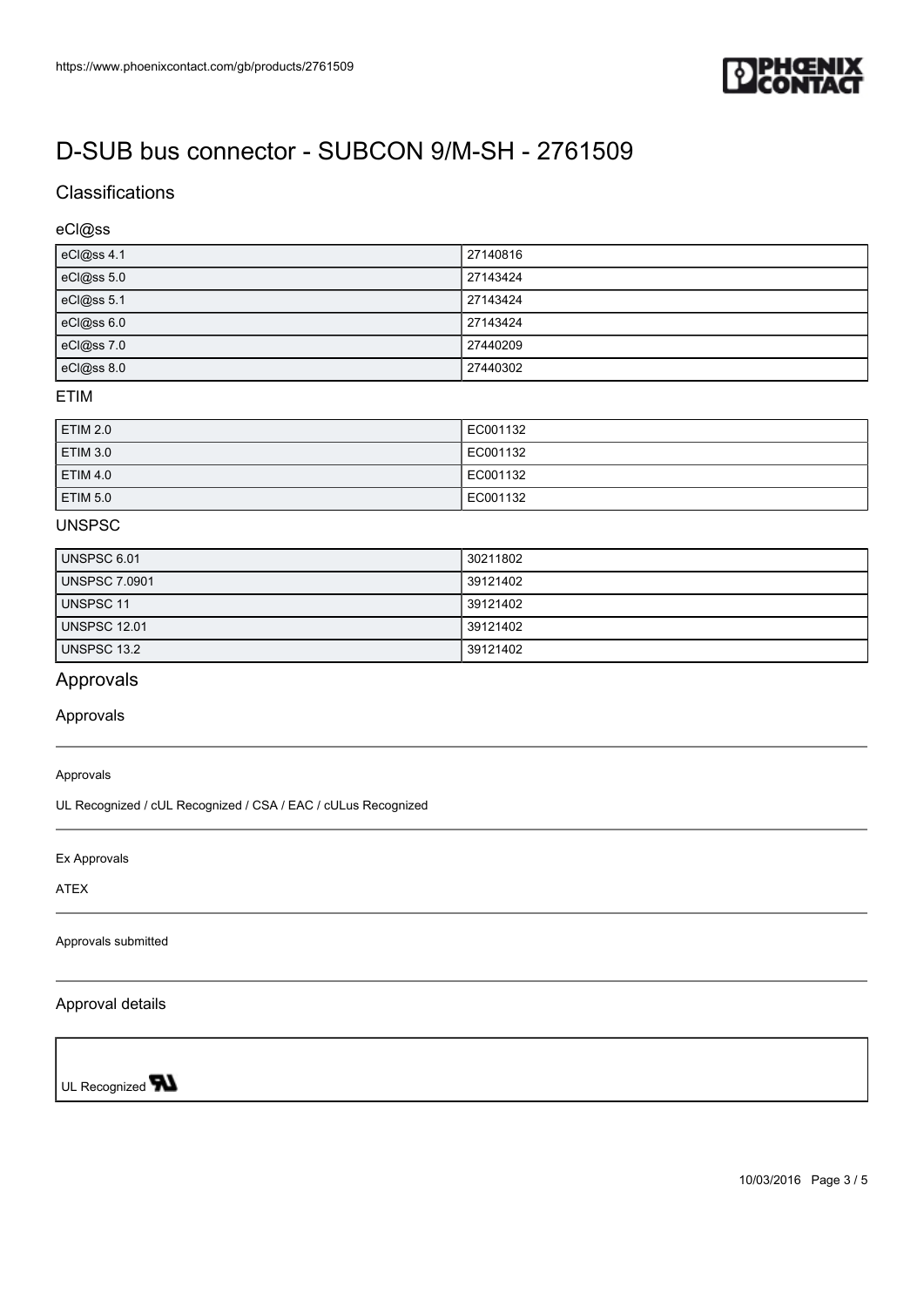# D-SUB bus connector - SUBCON 9/M-SH - 2761509

## Classifications

### eCl@ss

| | |
|---|---|
| eCl@ss 4.1 | 27140816 |
| eCl@ss 5.0 | 27143424 |
| eCl@ss 5.1 | 27143424 |
| eCl@ss 6.0 | 27143424 |
| eCl@ss 7.0 | 27440209 |
| eCl@ss 8.0 | 27440302 |

### ETIM

| | |
|---|---|
| ETIM 2.0 | EC001132 |
| ETIM 3.0 | EC001132 |
| ETIM 4.0 | EC001132 |
| ETIM 5.0 | EC001132 |

### UNSPSC

| | |
|---|---|
| UNSPSC 6.01 | 30211802 |
| UNSPSC 7.0901 | 39121402 |
| UNSPSC 11 | 39121402 |
| UNSPSC 12.01 | 39121402 |
| UNSPSC 13.2 | 39121402 |

## Approvals

### Approvals

Approvals

UL Recognized / cUL Recognized / CSA / EAC / cULus Recognized

Ex Approvals

ATEX

Approvals submitted

### Approval details

UL Recognized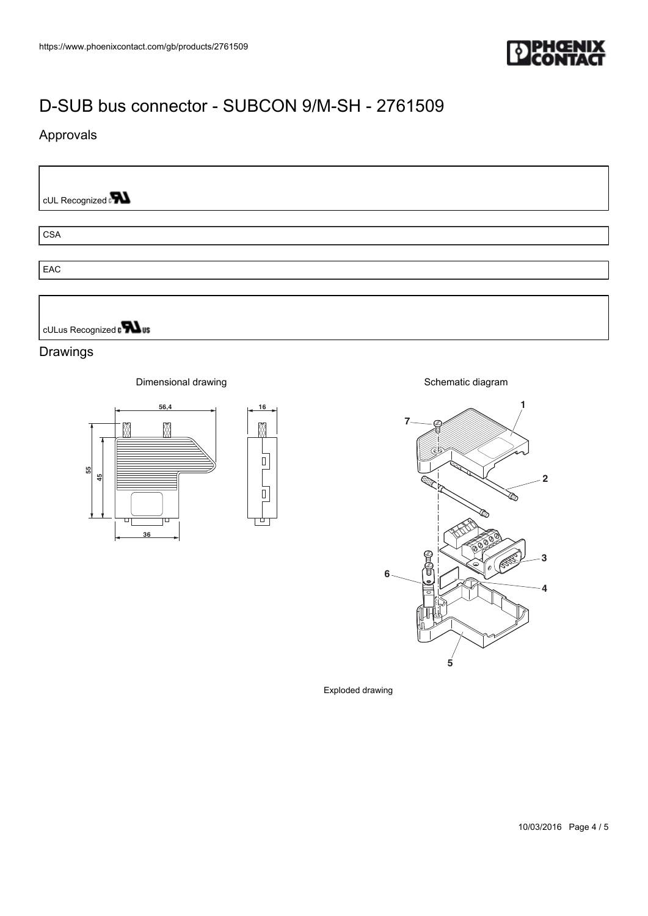# D-SUB bus connector - SUBCON 9/M-SH - 2761509

## Approvals

cUL Recognized

CSA

EAC

cULus Recognized

## Drawings

Dimensional drawing

Schematic diagram

Exploded drawing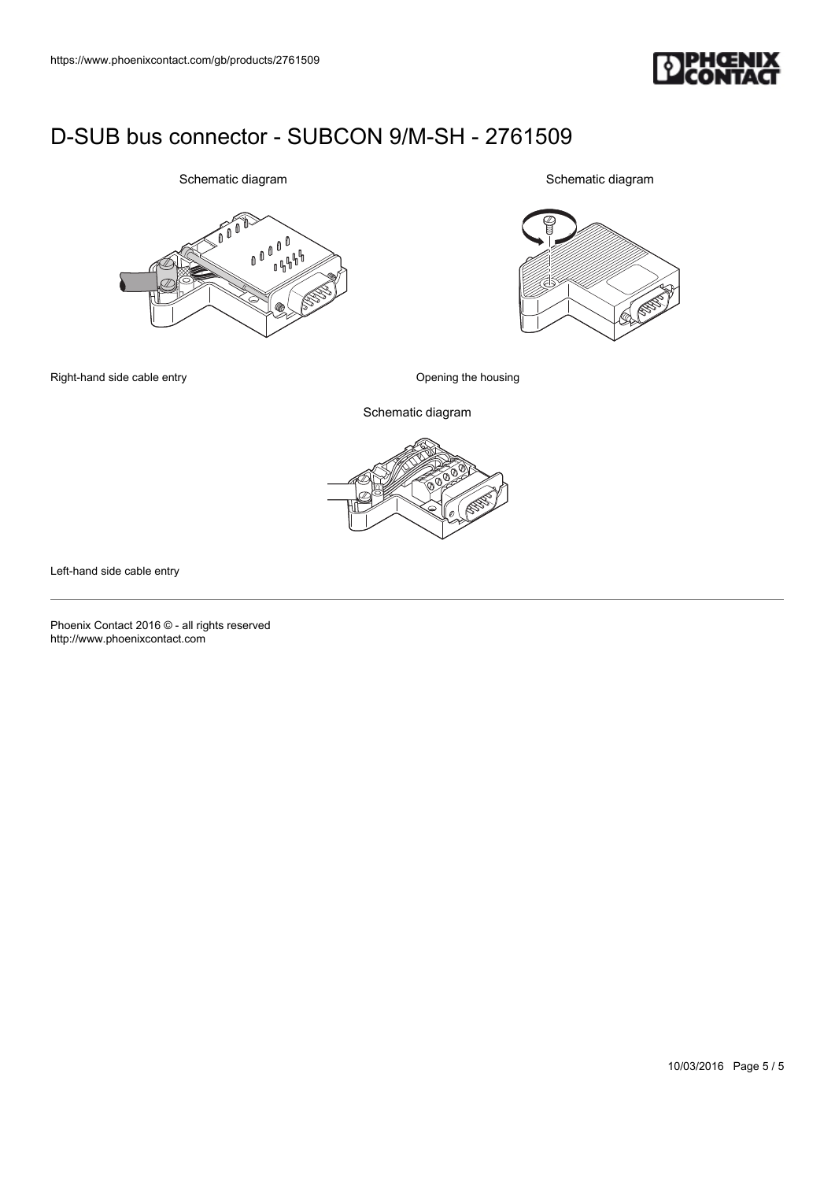# D-SUB bus connector - SUBCON 9/M-SH - 2761509

Schematic diagram

Right-hand side cable entry

Schematic diagram

Opening the housing

Schematic diagram

Left-hand side cable entry

Phoenix Contact 2016 © - all rights reserved
http://www.phoenixcontact.com